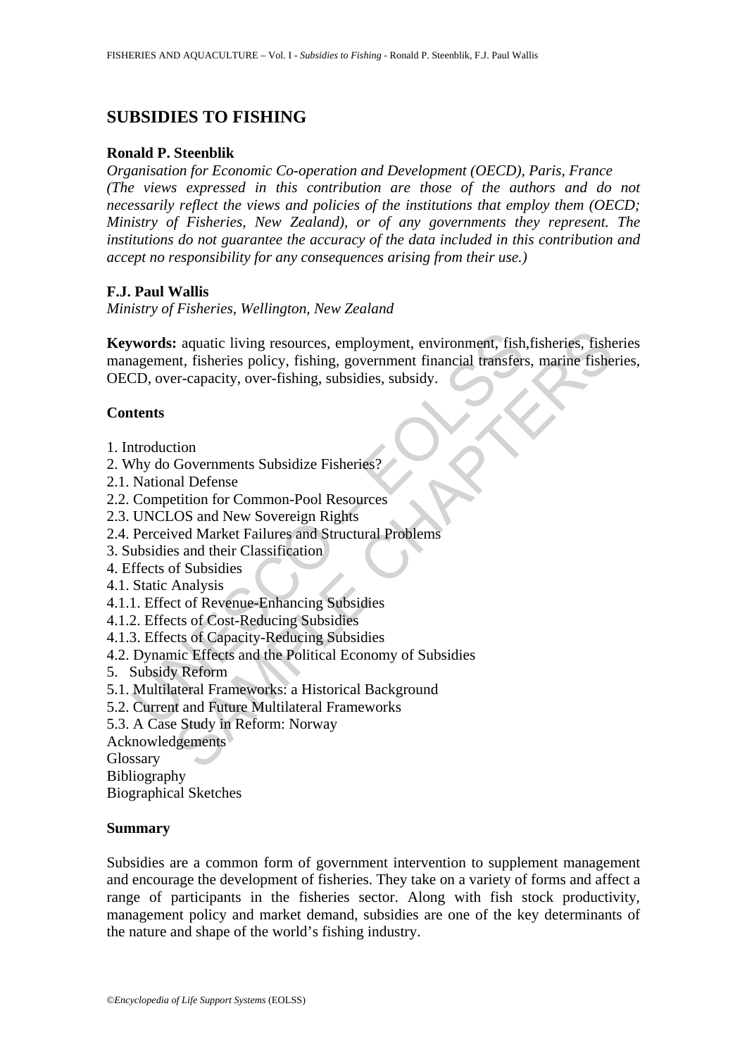# SUBSIDIES TO FISHING

**Ronald P. Steenblik**

*Organisation for Economic Co-operation and Development (OECD), Paris, France*
*(The views expressed in this contribution are those of the authors and do not necessarily reflect the views and policies of the institutions that employ them (OECD; Ministry of Fisheries, New Zealand), or of any governments they represent. The institutions do not guarantee the accuracy of the data included in this contribution and accept no responsibility for any consequences arising from their use.)*

**F.J. Paul Wallis**

*Ministry of Fisheries, Wellington, New Zealand*

**Keywords:** aquatic living resources, employment, environment, fish,fisheries, fisheries management, fisheries policy, fishing, government financial transfers, marine fisheries, OECD, over-capacity, over-fishing, subsidies, subsidy.

## Contents

1. Introduction
2. Why do Governments Subsidize Fisheries?
2.1. National Defense
2.2. Competition for Common-Pool Resources
2.3. UNCLOS and New Sovereign Rights
2.4. Perceived Market Failures and Structural Problems
3. Subsidies and their Classification
4. Effects of Subsidies
4.1. Static Analysis
4.1.1. Effect of Revenue-Enhancing Subsidies
4.1.2. Effects of Cost-Reducing Subsidies
4.1.3. Effects of Capacity-Reducing Subsidies
4.2. Dynamic Effects and the Political Economy of Subsidies
5. Subsidy Reform
5.1. Multilateral Frameworks: a Historical Background
5.2. Current and Future Multilateral Frameworks
5.3. A Case Study in Reform: Norway
Acknowledgements
Glossary
Bibliography
Biographical Sketches

## Summary

Subsidies are a common form of government intervention to supplement management and encourage the development of fisheries. They take on a variety of forms and affect a range of participants in the fisheries sector. Along with fish stock productivity, management policy and market demand, subsidies are one of the key determinants of the nature and shape of the world's fishing industry.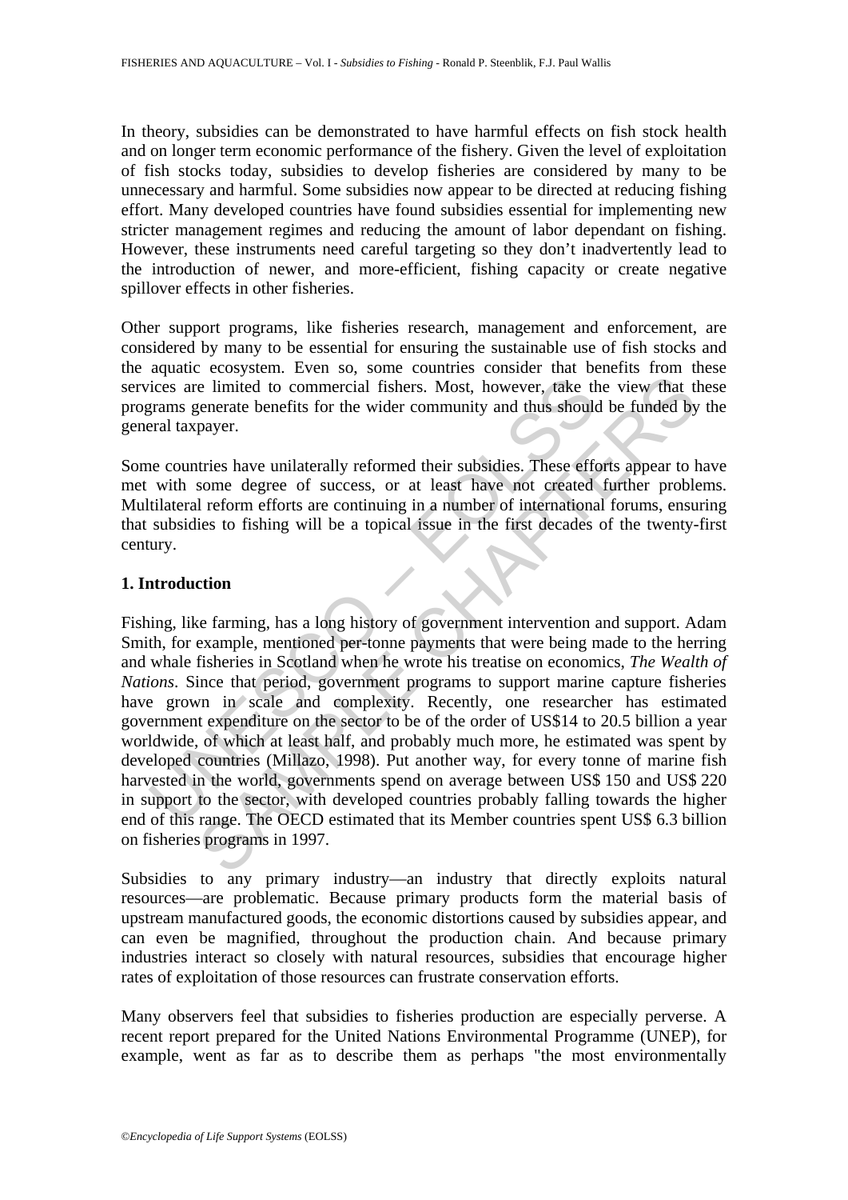In theory, subsidies can be demonstrated to have harmful effects on fish stock health and on longer term economic performance of the fishery. Given the level of exploitation of fish stocks today, subsidies to develop fisheries are considered by many to be unnecessary and harmful. Some subsidies now appear to be directed at reducing fishing effort. Many developed countries have found subsidies essential for implementing new stricter management regimes and reducing the amount of labor dependant on fishing. However, these instruments need careful targeting so they don't inadvertently lead to the introduction of newer, and more-efficient, fishing capacity or create negative spillover effects in other fisheries.

Other support programs, like fisheries research, management and enforcement, are considered by many to be essential for ensuring the sustainable use of fish stocks and the aquatic ecosystem. Even so, some countries consider that benefits from these services are limited to commercial fishers. Most, however, take the view that these programs generate benefits for the wider community and thus should be funded by the general taxpayer.

Some countries have unilaterally reformed their subsidies. These efforts appear to have met with some degree of success, or at least have not created further problems. Multilateral reform efforts are continuing in a number of international forums, ensuring that subsidies to fishing will be a topical issue in the first decades of the twenty-first century.

## 1. Introduction

Fishing, like farming, has a long history of government intervention and support. Adam Smith, for example, mentioned per-tonne payments that were being made to the herring and whale fisheries in Scotland when he wrote his treatise on economics, *The Wealth of Nations*. Since that period, government programs to support marine capture fisheries have grown in scale and complexity. Recently, one researcher has estimated government expenditure on the sector to be of the order of US$14 to 20.5 billion a year worldwide, of which at least half, and probably much more, he estimated was spent by developed countries (Millazo, 1998). Put another way, for every tonne of marine fish harvested in the world, governments spend on average between US$ 150 and US$ 220 in support to the sector, with developed countries probably falling towards the higher end of this range. The OECD estimated that its Member countries spent US$ 6.3 billion on fisheries programs in 1997.

Subsidies to any primary industry—an industry that directly exploits natural resources—are problematic. Because primary products form the material basis of upstream manufactured goods, the economic distortions caused by subsidies appear, and can even be magnified, throughout the production chain. And because primary industries interact so closely with natural resources, subsidies that encourage higher rates of exploitation of those resources can frustrate conservation efforts.

Many observers feel that subsidies to fisheries production are especially perverse. A recent report prepared for the United Nations Environmental Programme (UNEP), for example, went as far as to describe them as perhaps "the most environmentally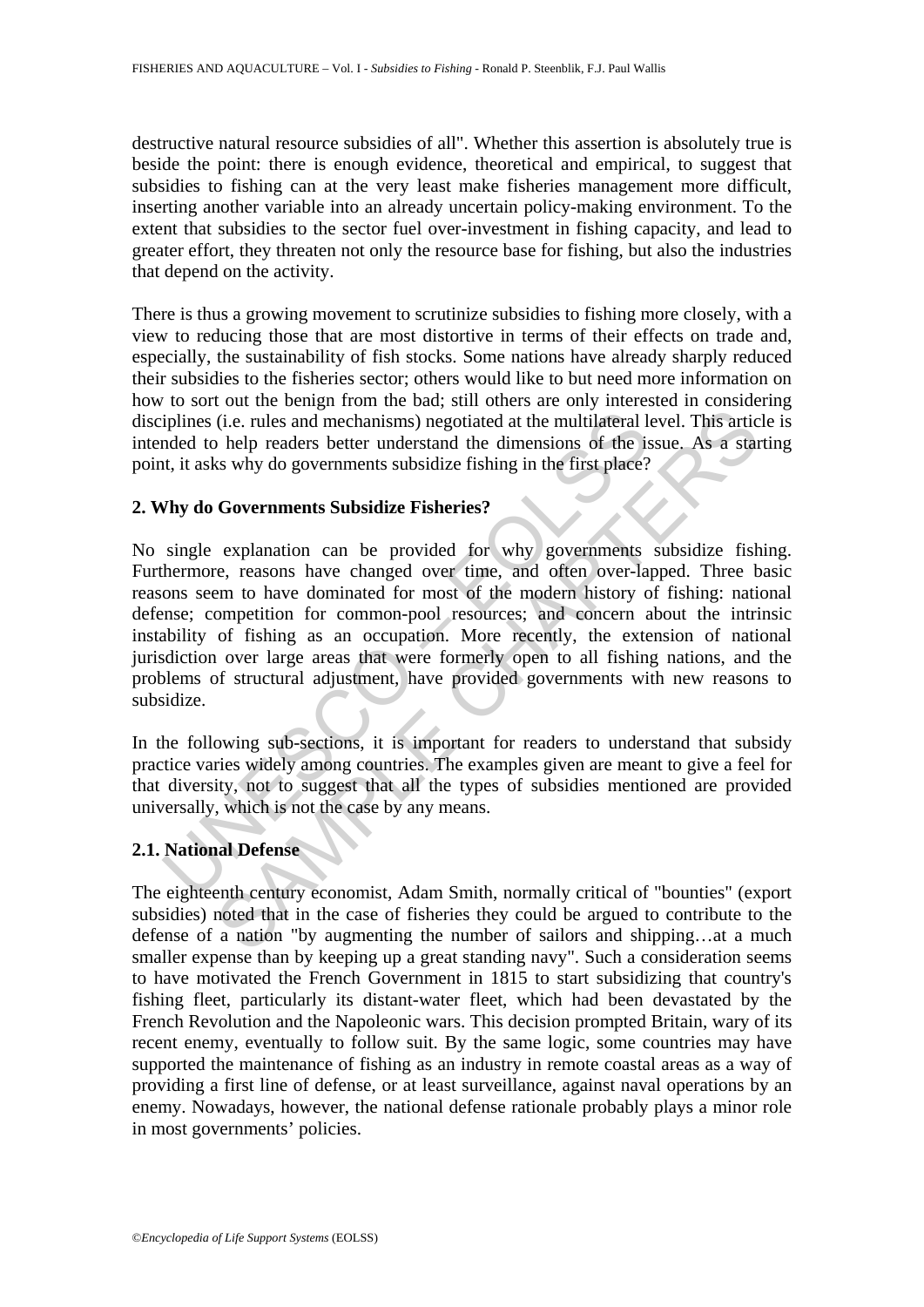destructive natural resource subsidies of all". Whether this assertion is absolutely true is beside the point: there is enough evidence, theoretical and empirical, to suggest that subsidies to fishing can at the very least make fisheries management more difficult, inserting another variable into an already uncertain policy-making environment. To the extent that subsidies to the sector fuel over-investment in fishing capacity, and lead to greater effort, they threaten not only the resource base for fishing, but also the industries that depend on the activity.

There is thus a growing movement to scrutinize subsidies to fishing more closely, with a view to reducing those that are most distortive in terms of their effects on trade and, especially, the sustainability of fish stocks. Some nations have already sharply reduced their subsidies to the fisheries sector; others would like to but need more information on how to sort out the benign from the bad; still others are only interested in considering disciplines (i.e. rules and mechanisms) negotiated at the multilateral level. This article is intended to help readers better understand the dimensions of the issue. As a starting point, it asks why do governments subsidize fishing in the first place?

## 2. Why do Governments Subsidize Fisheries?

No single explanation can be provided for why governments subsidize fishing. Furthermore, reasons have changed over time, and often over-lapped. Three basic reasons seem to have dominated for most of the modern history of fishing: national defense; competition for common-pool resources; and concern about the intrinsic instability of fishing as an occupation. More recently, the extension of national jurisdiction over large areas that were formerly open to all fishing nations, and the problems of structural adjustment, have provided governments with new reasons to subsidize.

In the following sub-sections, it is important for readers to understand that subsidy practice varies widely among countries. The examples given are meant to give a feel for that diversity, not to suggest that all the types of subsidies mentioned are provided universally, which is not the case by any means.

### 2.1. National Defense

The eighteenth century economist, Adam Smith, normally critical of "bounties" (export subsidies) noted that in the case of fisheries they could be argued to contribute to the defense of a nation "by augmenting the number of sailors and shipping…at a much smaller expense than by keeping up a great standing navy". Such a consideration seems to have motivated the French Government in 1815 to start subsidizing that country's fishing fleet, particularly its distant-water fleet, which had been devastated by the French Revolution and the Napoleonic wars. This decision prompted Britain, wary of its recent enemy, eventually to follow suit. By the same logic, some countries may have supported the maintenance of fishing as an industry in remote coastal areas as a way of providing a first line of defense, or at least surveillance, against naval operations by an enemy. Nowadays, however, the national defense rationale probably plays a minor role in most governments' policies.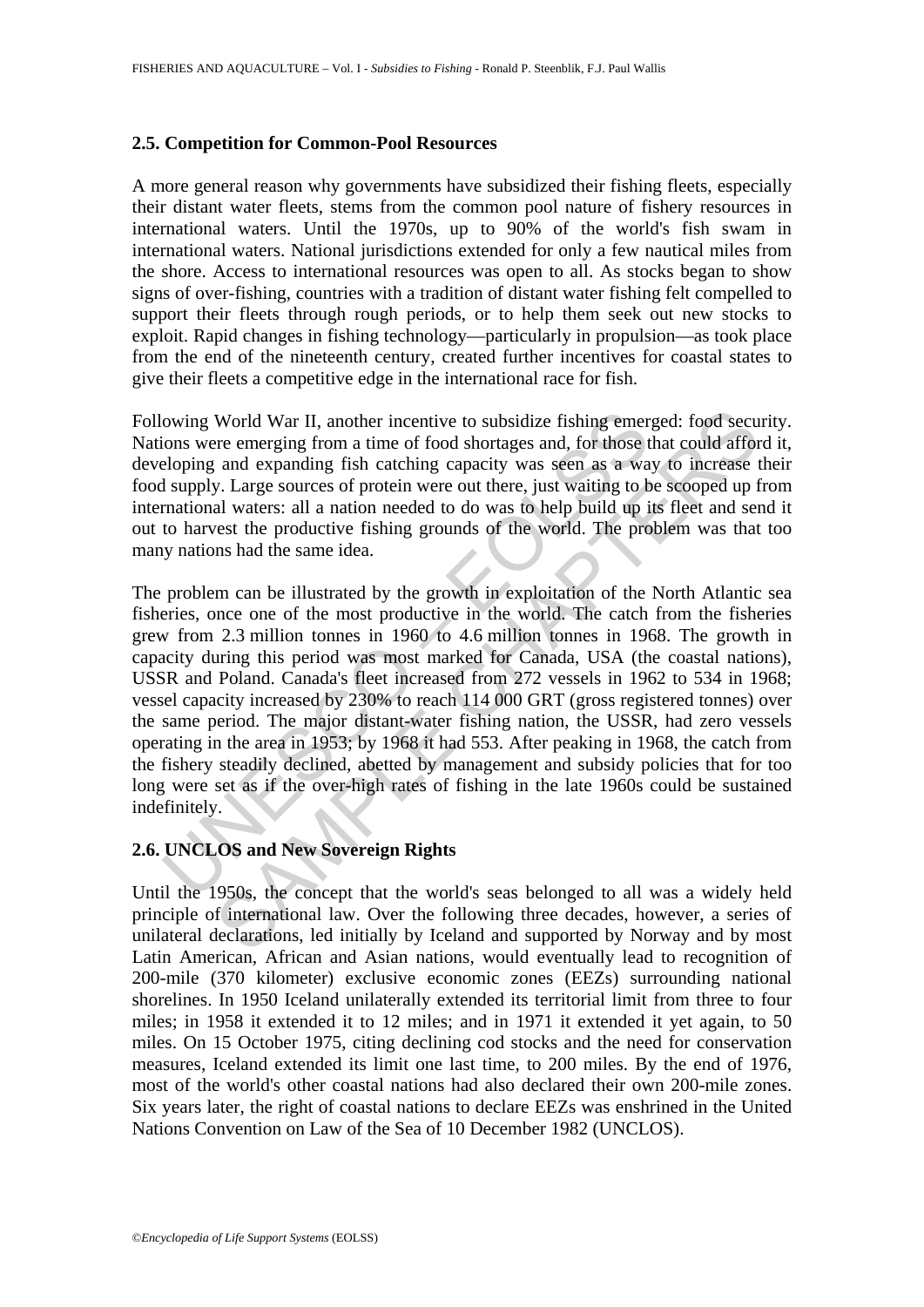## 2.5. Competition for Common-Pool Resources

A more general reason why governments have subsidized their fishing fleets, especially their distant water fleets, stems from the common pool nature of fishery resources in international waters. Until the 1970s, up to 90% of the world's fish swam in international waters. National jurisdictions extended for only a few nautical miles from the shore. Access to international resources was open to all. As stocks began to show signs of over-fishing, countries with a tradition of distant water fishing felt compelled to support their fleets through rough periods, or to help them seek out new stocks to exploit. Rapid changes in fishing technology—particularly in propulsion—as took place from the end of the nineteenth century, created further incentives for coastal states to give their fleets a competitive edge in the international race for fish.

Following World War II, another incentive to subsidize fishing emerged: food security. Nations were emerging from a time of food shortages and, for those that could afford it, developing and expanding fish catching capacity was seen as a way to increase their food supply. Large sources of protein were out there, just waiting to be scooped up from international waters: all a nation needed to do was to help build up its fleet and send it out to harvest the productive fishing grounds of the world. The problem was that too many nations had the same idea.

The problem can be illustrated by the growth in exploitation of the North Atlantic sea fisheries, once one of the most productive in the world. The catch from the fisheries grew from 2.3 million tonnes in 1960 to 4.6 million tonnes in 1968. The growth in capacity during this period was most marked for Canada, USA (the coastal nations), USSR and Poland. Canada's fleet increased from 272 vessels in 1962 to 534 in 1968; vessel capacity increased by 230% to reach 114 000 GRT (gross registered tonnes) over the same period. The major distant-water fishing nation, the USSR, had zero vessels operating in the area in 1953; by 1968 it had 553. After peaking in 1968, the catch from the fishery steadily declined, abetted by management and subsidy policies that for too long were set as if the over-high rates of fishing in the late 1960s could be sustained indefinitely.

## 2.6. UNCLOS and New Sovereign Rights

Until the 1950s, the concept that the world's seas belonged to all was a widely held principle of international law. Over the following three decades, however, a series of unilateral declarations, led initially by Iceland and supported by Norway and by most Latin American, African and Asian nations, would eventually lead to recognition of 200-mile (370 kilometer) exclusive economic zones (EEZs) surrounding national shorelines. In 1950 Iceland unilaterally extended its territorial limit from three to four miles; in 1958 it extended it to 12 miles; and in 1971 it extended it yet again, to 50 miles. On 15 October 1975, citing declining cod stocks and the need for conservation measures, Iceland extended its limit one last time, to 200 miles. By the end of 1976, most of the world's other coastal nations had also declared their own 200-mile zones. Six years later, the right of coastal nations to declare EEZs was enshrined in the United Nations Convention on Law of the Sea of 10 December 1982 (UNCLOS).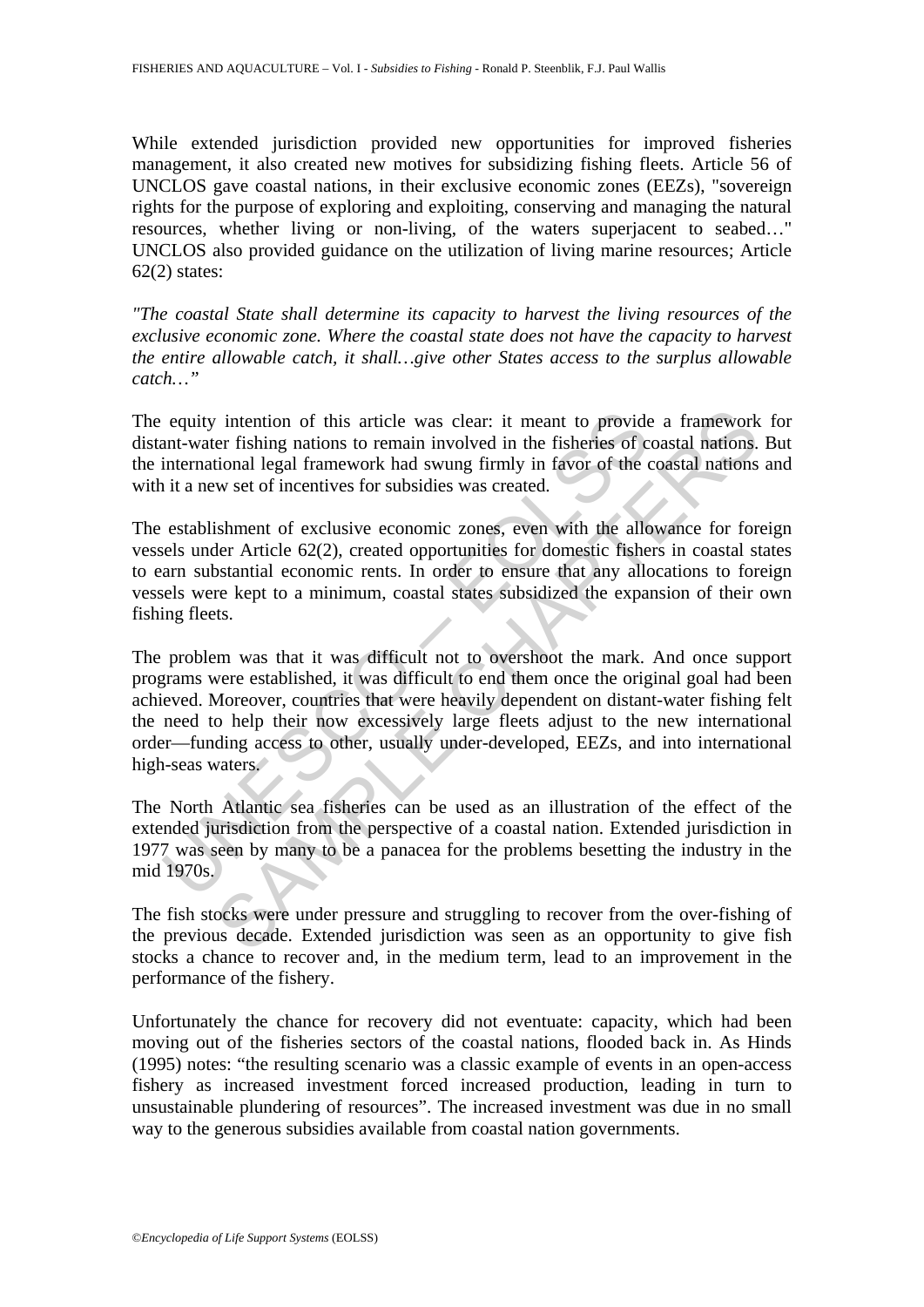While extended jurisdiction provided new opportunities for improved fisheries management, it also created new motives for subsidizing fishing fleets. Article 56 of UNCLOS gave coastal nations, in their exclusive economic zones (EEZs), "sovereign rights for the purpose of exploring and exploiting, conserving and managing the natural resources, whether living or non-living, of the waters superjacent to seabed…" UNCLOS also provided guidance on the utilization of living marine resources; Article 62(2) states:

*"The coastal State shall determine its capacity to harvest the living resources of the exclusive economic zone. Where the coastal state does not have the capacity to harvest the entire allowable catch, it shall…give other States access to the surplus allowable catch…"*

The equity intention of this article was clear: it meant to provide a framework for distant-water fishing nations to remain involved in the fisheries of coastal nations. But the international legal framework had swung firmly in favor of the coastal nations and with it a new set of incentives for subsidies was created.

The establishment of exclusive economic zones, even with the allowance for foreign vessels under Article 62(2), created opportunities for domestic fishers in coastal states to earn substantial economic rents. In order to ensure that any allocations to foreign vessels were kept to a minimum, coastal states subsidized the expansion of their own fishing fleets.

The problem was that it was difficult not to overshoot the mark. And once support programs were established, it was difficult to end them once the original goal had been achieved. Moreover, countries that were heavily dependent on distant-water fishing felt the need to help their now excessively large fleets adjust to the new international order—funding access to other, usually under-developed, EEZs, and into international high-seas waters.

The North Atlantic sea fisheries can be used as an illustration of the effect of the extended jurisdiction from the perspective of a coastal nation. Extended jurisdiction in 1977 was seen by many to be a panacea for the problems besetting the industry in the mid 1970s.

The fish stocks were under pressure and struggling to recover from the over-fishing of the previous decade. Extended jurisdiction was seen as an opportunity to give fish stocks a chance to recover and, in the medium term, lead to an improvement in the performance of the fishery.

Unfortunately the chance for recovery did not eventuate: capacity, which had been moving out of the fisheries sectors of the coastal nations, flooded back in. As Hinds (1995) notes: "the resulting scenario was a classic example of events in an open-access fishery as increased investment forced increased production, leading in turn to unsustainable plundering of resources". The increased investment was due in no small way to the generous subsidies available from coastal nation governments.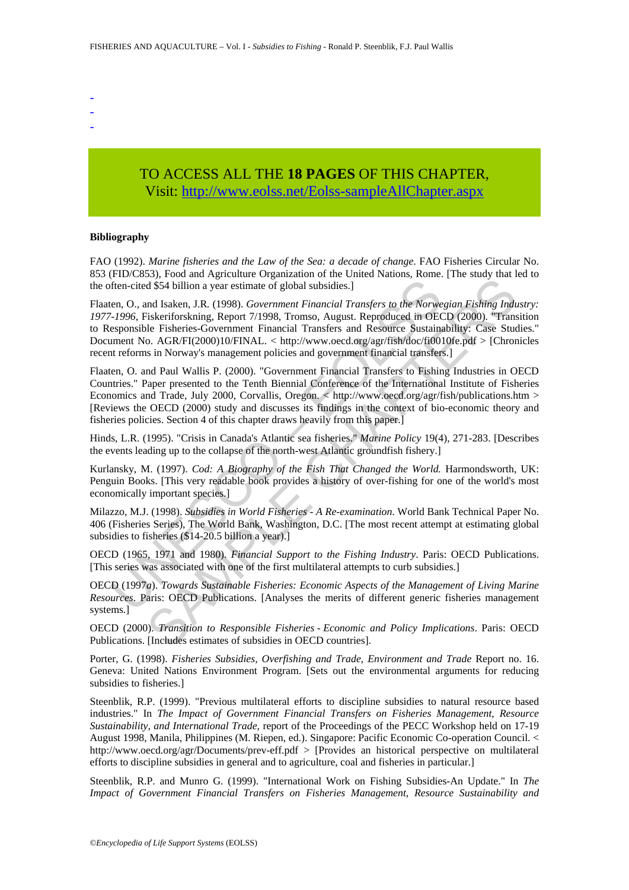-
-
-

TO ACCESS ALL THE **18 PAGES** OF THIS CHAPTER,
Visit: http://www.eolss.net/Eolss-sampleAllChapter.aspx

**Bibliography**

FAO (1992). *Marine fisheries and the Law of the Sea: a decade of change*. FAO Fisheries Circular No. 853 (FID/C853), Food and Agriculture Organization of the United Nations, Rome. [The study that led to the often-cited $54 billion a year estimate of global subsidies.]

Flaaten, O., and Isaken, J.R. (1998). *Government Financial Transfers to the Norwegian Fishing Industry: 1977-1996*, Fiskeriforskning, Report 7/1998, Tromso, August. Reproduced in OECD (2000). "Transition to Responsible Fisheries-Government Financial Transfers and Resource Sustainability: Case Studies." Document No. AGR/FI(2000)10/FINAL. < http://www.oecd.org/agr/fish/doc/fi0010fe.pdf > [Chronicles recent reforms in Norway's management policies and government financial transfers.]

Flaaten, O. and Paul Wallis P. (2000). "Government Financial Transfers to Fishing Industries in OECD Countries." Paper presented to the Tenth Biennial Conference of the International Institute of Fisheries Economics and Trade, July 2000, Corvallis, Oregon. < http://www.oecd.org/agr/fish/publications.htm > [Reviews the OECD (2000) study and discusses its findings in the context of bio-economic theory and fisheries policies. Section 4 of this chapter draws heavily from this paper.]

Hinds, L.R. (1995). "Crisis in Canada's Atlantic sea fisheries." *Marine Policy* 19(4), 271-283. [Describes the events leading up to the collapse of the north-west Atlantic groundfish fishery.]

Kurlansky, M. (1997). *Cod: A Biography of the Fish That Changed the World.* Harmondsworth, UK: Penguin Books. [This very readable book provides a history of over-fishing for one of the world's most economically important species.]

Milazzo, M.J. (1998). *Subsidies in World Fisheries - A Re-examination*. World Bank Technical Paper No. 406 (Fisheries Series), The World Bank, Washington, D.C. [The most recent attempt at estimating global subsidies to fisheries ($14-20.5 billion a year).]

OECD (1965, 1971 and 1980). *Financial Support to the Fishing Industry*. Paris: OECD Publications. [This series was associated with one of the first multilateral attempts to curb subsidies.]

OECD (1997*a*). *Towards Sustainable Fisheries: Economic Aspects of the Management of Living Marine Resources*. Paris: OECD Publications. [Analyses the merits of different generic fisheries management systems.]

OECD (2000). *Transition to Responsible Fisheries - Economic and Policy Implications*. Paris: OECD Publications. [Includes estimates of subsidies in OECD countries].

Porter, G. (1998). *Fisheries Subsidies, Overfishing and Trade, Environment and Trade* Report no. 16. Geneva: United Nations Environment Program. [Sets out the environmental arguments for reducing subsidies to fisheries.]

Steenblik, R.P. (1999). "Previous multilateral efforts to discipline subsidies to natural resource based industries." In *The Impact of Government Financial Transfers on Fisheries Management, Resource Sustainability, and International Trade*, report of the Proceedings of the PECC Workshop held on 17-19 August 1998, Manila, Philippines (M. Riepen, ed.). Singapore: Pacific Economic Co-operation Council. < http://www.oecd.org/agr/Documents/prev-eff.pdf > [Provides an historical perspective on multilateral efforts to discipline subsidies in general and to agriculture, coal and fisheries in particular.]

Steenblik, R.P. and Munro G. (1999). "International Work on Fishing Subsidies-An Update." In *The Impact of Government Financial Transfers on Fisheries Management, Resource Sustainability and*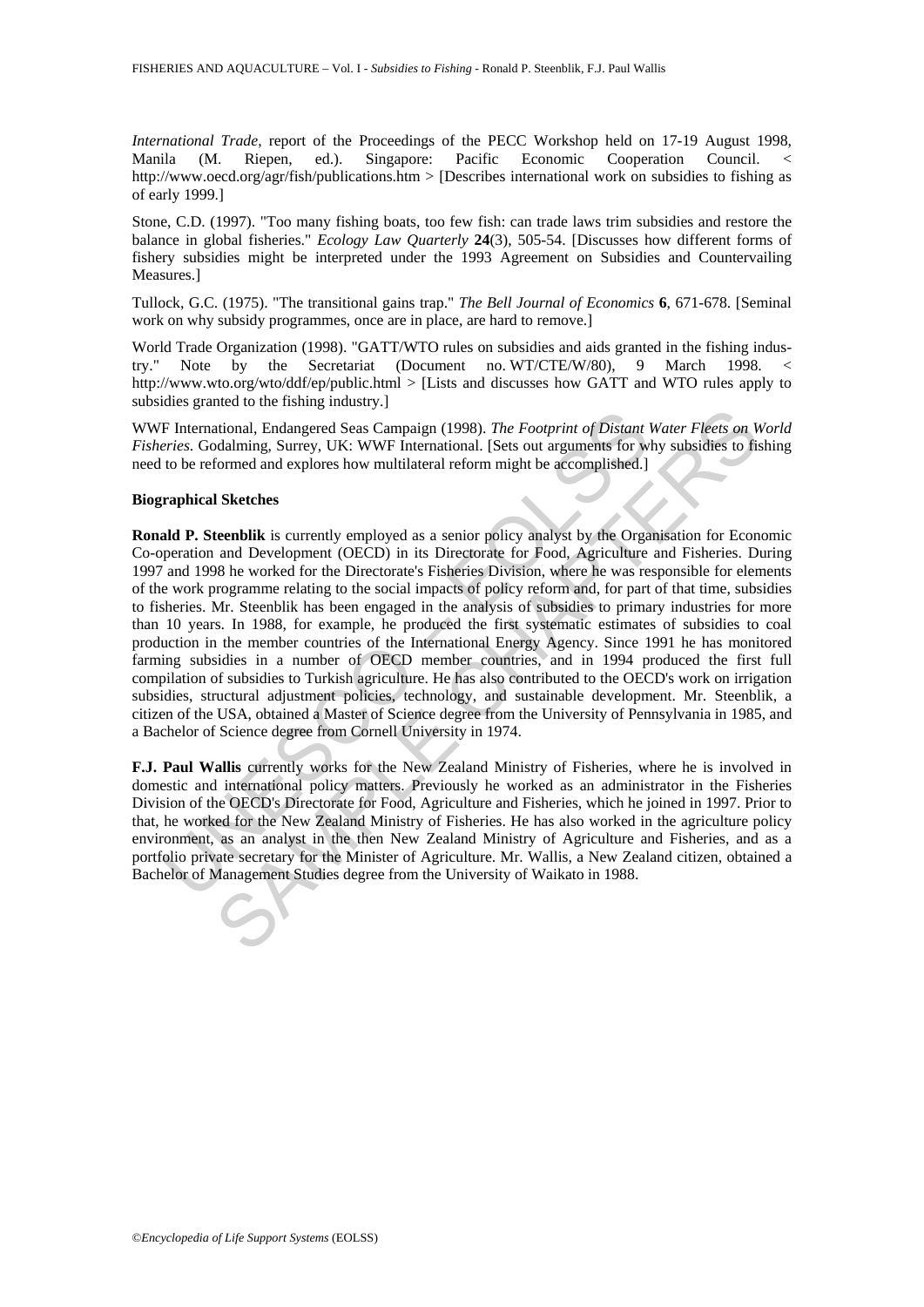*International Trade*, report of the Proceedings of the PECC Workshop held on 17-19 August 1998, Manila (M. Riepen, ed.). Singapore: Pacific Economic Cooperation Council. < http://www.oecd.org/agr/fish/publications.htm > [Describes international work on subsidies to fishing as of early 1999.]

Stone, C.D. (1997). "Too many fishing boats, too few fish: can trade laws trim subsidies and restore the balance in global fisheries." *Ecology Law Quarterly* **24**(3), 505-54. [Discusses how different forms of fishery subsidies might be interpreted under the 1993 Agreement on Subsidies and Countervailing Measures.]

Tullock, G.C. (1975). "The transitional gains trap." *The Bell Journal of Economics* **6**, 671-678. [Seminal work on why subsidy programmes, once are in place, are hard to remove.]

World Trade Organization (1998). "GATT/WTO rules on subsidies and aids granted in the fishing industry." Note by the Secretariat (Document no. WT/CTE/W/80), 9 March 1998. < http://www.wto.org/wto/ddf/ep/public.html > [Lists and discusses how GATT and WTO rules apply to subsidies granted to the fishing industry.]

WWF International, Endangered Seas Campaign (1998). *The Footprint of Distant Water Fleets on World Fisheries*. Godalming, Surrey, UK: WWF International. [Sets out arguments for why subsidies to fishing need to be reformed and explores how multilateral reform might be accomplished.]

**Biographical Sketches**

**Ronald P. Steenblik** is currently employed as a senior policy analyst by the Organisation for Economic Co-operation and Development (OECD) in its Directorate for Food, Agriculture and Fisheries. During 1997 and 1998 he worked for the Directorate's Fisheries Division, where he was responsible for elements of the work programme relating to the social impacts of policy reform and, for part of that time, subsidies to fisheries. Mr. Steenblik has been engaged in the analysis of subsidies to primary industries for more than 10 years. In 1988, for example, he produced the first systematic estimates of subsidies to coal production in the member countries of the International Energy Agency. Since 1991 he has monitored farming subsidies in a number of OECD member countries, and in 1994 produced the first full compilation of subsidies to Turkish agriculture. He has also contributed to the OECD's work on irrigation subsidies, structural adjustment policies, technology, and sustainable development. Mr. Steenblik, a citizen of the USA, obtained a Master of Science degree from the University of Pennsylvania in 1985, and a Bachelor of Science degree from Cornell University in 1974.

**F.J. Paul Wallis** currently works for the New Zealand Ministry of Fisheries, where he is involved in domestic and international policy matters. Previously he worked as an administrator in the Fisheries Division of the OECD's Directorate for Food, Agriculture and Fisheries, which he joined in 1997. Prior to that, he worked for the New Zealand Ministry of Fisheries. He has also worked in the agriculture policy environment, as an analyst in the then New Zealand Ministry of Agriculture and Fisheries, and as a portfolio private secretary for the Minister of Agriculture. Mr. Wallis, a New Zealand citizen, obtained a Bachelor of Management Studies degree from the University of Waikato in 1988.